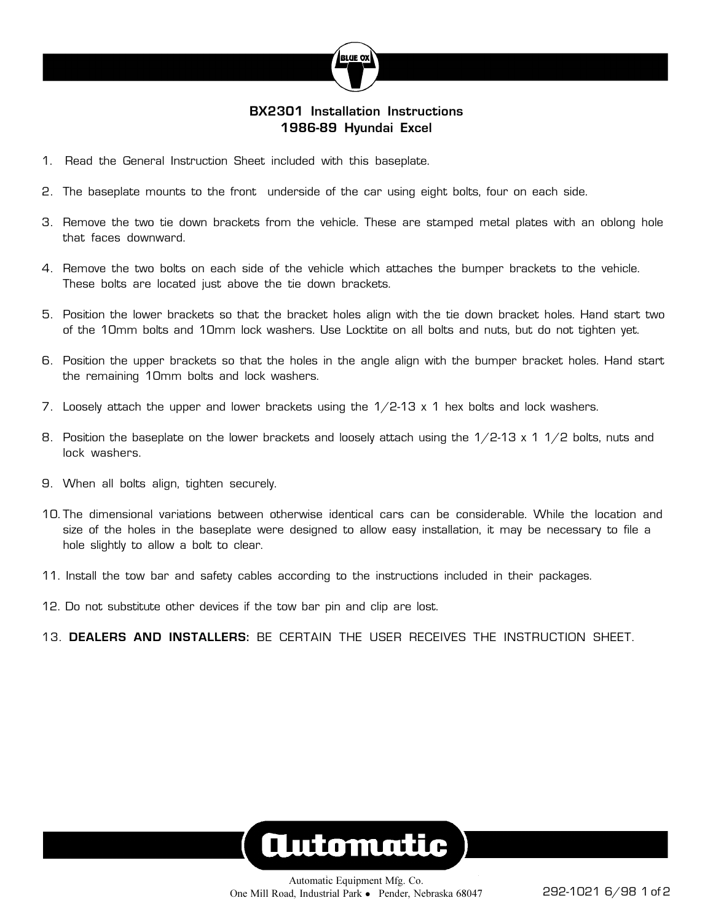## BX2301 Installation Instructions
## 1986-89 Hyundai Excel

1. Read the General Instruction Sheet included with this baseplate.

2. The baseplate mounts to the front underside of the car using eight bolts, four on each side.

3. Remove the two tie down brackets from the vehicle. These are stamped metal plates with an oblong hole that faces downward.

4. Remove the two bolts on each side of the vehicle which attaches the bumper brackets to the vehicle. These bolts are located just above the tie down brackets.

5. Position the lower brackets so that the bracket holes align with the tie down bracket holes. Hand start two of the 10mm bolts and 10mm lock washers. Use Locktite on all bolts and nuts, but do not tighten yet.

6. Position the upper brackets so that the holes in the angle align with the bumper bracket holes. Hand start the remaining 10mm bolts and lock washers.

7. Loosely attach the upper and lower brackets using the 1/2-13 x 1 hex bolts and lock washers.

8. Position the baseplate on the lower brackets and loosely attach using the 1/2-13 x 1 1/2 bolts, nuts and lock washers.

9. When all bolts align, tighten securely.

10. The dimensional variations between otherwise identical cars can be considerable. While the location and size of the holes in the baseplate were designed to allow easy installation, it may be necessary to file a hole slightly to allow a bolt to clear.

11. Install the tow bar and safety cables according to the instructions included in their packages.

12. Do not substitute other devices if the tow bar pin and clip are lost.

13. **DEALERS AND INSTALLERS:** BE CERTAIN THE USER RECEIVES THE INSTRUCTION SHEET.

Automatic Equipment Mfg. Co.
One Mill Road, Industrial Park • Pender, Nebraska 68047

292-1021 6/98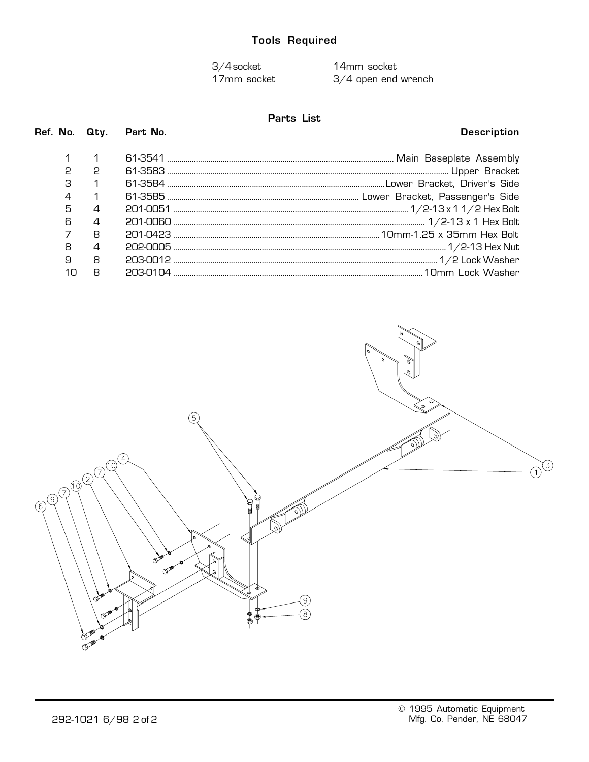## Tools Required

| | |
|---|---|
| 3/4 socket | 14mm socket |
| 17mm socket | 3/4 open end wrench |

## Parts List

| Ref. No. | Qty. | Part No. | Description |
|---|---|---|---|
| 1 | 1 | 61-3541 | Main Baseplate Assembly |
| 2 | 2 | 61-3583 | Upper Bracket |
| 3 | 1 | 61-3584 | Lower Bracket, Driver's Side |
| 4 | 1 | 61-3585 | Lower Bracket, Passenger's Side |
| 5 | 4 | 201-0051 | 1/2-13 x 1 1/2 Hex Bolt |
| 6 | 4 | 201-0060 | 1/2-13 x 1 Hex Bolt |
| 7 | 8 | 201-0423 | 10mm-1.25 x 35mm Hex Bolt |
| 8 | 4 | 202-0005 | 1/2-13 Hex Nut |
| 9 | 8 | 203-0012 | 1/2 Lock Washer |
| 10 | 8 | 203-0104 | 10mm Lock Washer |

5

3

1

4
10
7
2
10
7
9
6

9

8

292-1021 6/98

© 1995 Automatic Equipment Mfg. Co. Pender, NE 68047